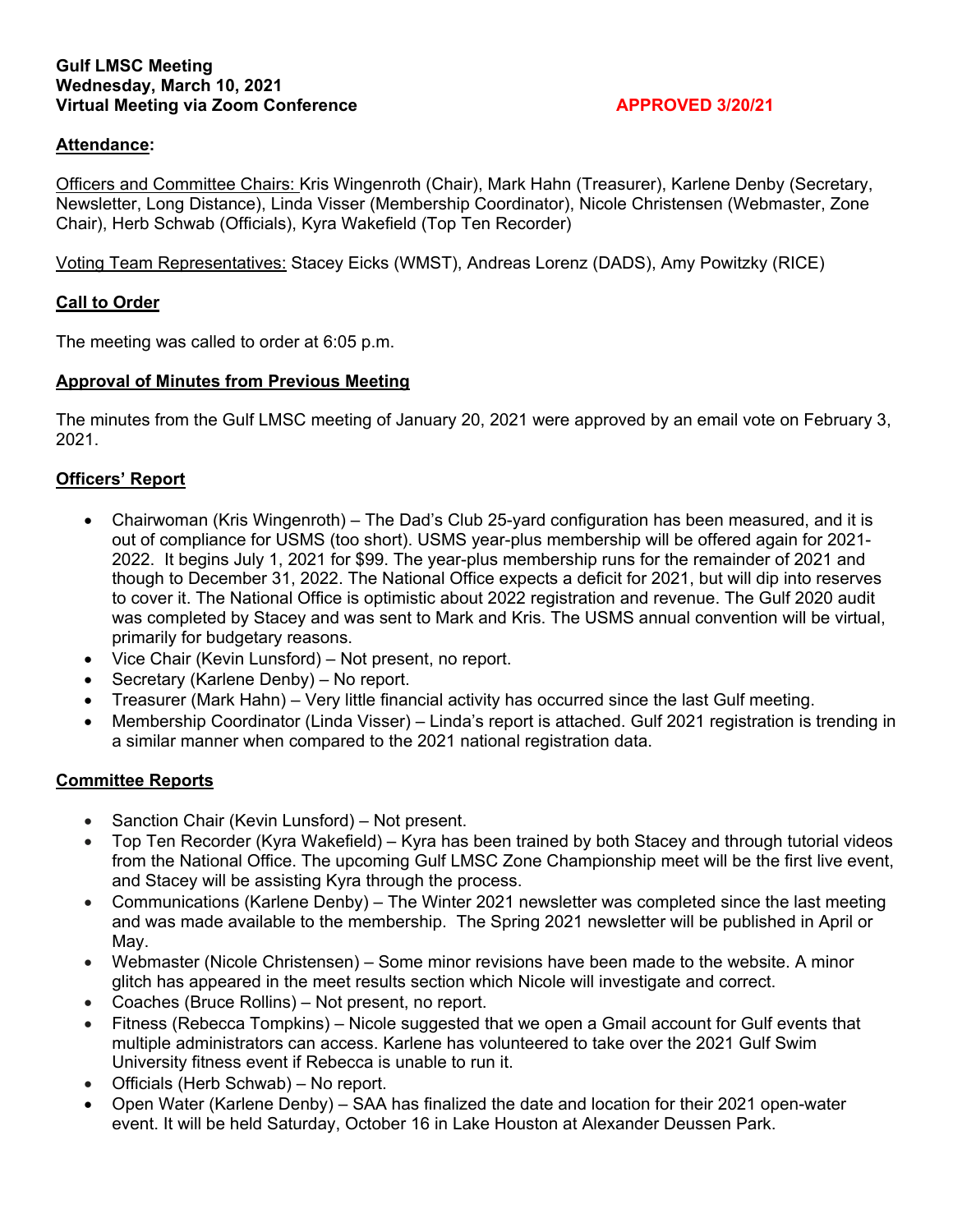**Gulf LMSC Meeting**
**Wednesday, March 10, 2021**
**Virtual Meeting via Zoom Conference** **APPROVED 3/20/21**

## Attendance:

Officers and Committee Chairs: Kris Wingenroth (Chair), Mark Hahn (Treasurer), Karlene Denby (Secretary, Newsletter, Long Distance), Linda Visser (Membership Coordinator), Nicole Christensen (Webmaster, Zone Chair), Herb Schwab (Officials), Kyra Wakefield (Top Ten Recorder)

Voting Team Representatives: Stacey Eicks (WMST), Andreas Lorenz (DADS), Amy Powitzky (RICE)

## Call to Order

The meeting was called to order at 6:05 p.m.

## Approval of Minutes from Previous Meeting

The minutes from the Gulf LMSC meeting of January 20, 2021 were approved by an email vote on February 3, 2021.

## Officers' Report

- Chairwoman (Kris Wingenroth) – The Dad's Club 25-yard configuration has been measured, and it is out of compliance for USMS (too short). USMS year-plus membership will be offered again for 2021-2022. It begins July 1, 2021 for $99. The year-plus membership runs for the remainder of 2021 and though to December 31, 2022. The National Office expects a deficit for 2021, but will dip into reserves to cover it. The National Office is optimistic about 2022 registration and revenue. The Gulf 2020 audit was completed by Stacey and was sent to Mark and Kris. The USMS annual convention will be virtual, primarily for budgetary reasons.
- Vice Chair (Kevin Lunsford) – Not present, no report.
- Secretary (Karlene Denby) – No report.
- Treasurer (Mark Hahn) – Very little financial activity has occurred since the last Gulf meeting.
- Membership Coordinator (Linda Visser) – Linda's report is attached. Gulf 2021 registration is trending in a similar manner when compared to the 2021 national registration data.

## Committee Reports

- Sanction Chair (Kevin Lunsford) – Not present.
- Top Ten Recorder (Kyra Wakefield) – Kyra has been trained by both Stacey and through tutorial videos from the National Office. The upcoming Gulf LMSC Zone Championship meet will be the first live event, and Stacey will be assisting Kyra through the process.
- Communications (Karlene Denby) – The Winter 2021 newsletter was completed since the last meeting and was made available to the membership. The Spring 2021 newsletter will be published in April or May.
- Webmaster (Nicole Christensen) – Some minor revisions have been made to the website. A minor glitch has appeared in the meet results section which Nicole will investigate and correct.
- Coaches (Bruce Rollins) – Not present, no report.
- Fitness (Rebecca Tompkins) – Nicole suggested that we open a Gmail account for Gulf events that multiple administrators can access. Karlene has volunteered to take over the 2021 Gulf Swim University fitness event if Rebecca is unable to run it.
- Officials (Herb Schwab) – No report.
- Open Water (Karlene Denby) – SAA has finalized the date and location for their 2021 open-water event. It will be held Saturday, October 16 in Lake Houston at Alexander Deussen Park.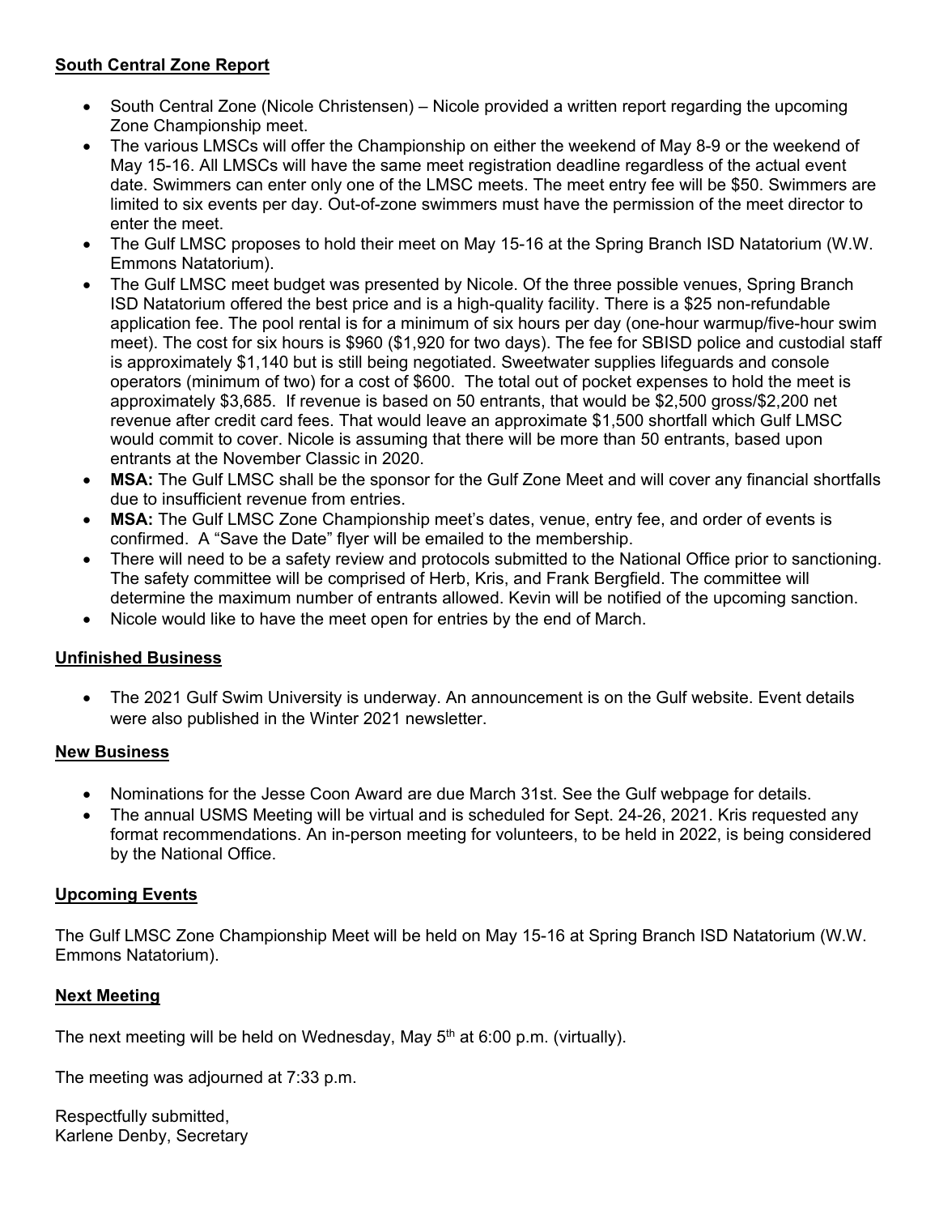## South Central Zone Report

- South Central Zone (Nicole Christensen) – Nicole provided a written report regarding the upcoming Zone Championship meet.
- The various LMSCs will offer the Championship on either the weekend of May 8-9 or the weekend of May 15-16. All LMSCs will have the same meet registration deadline regardless of the actual event date. Swimmers can enter only one of the LMSC meets. The meet entry fee will be $50. Swimmers are limited to six events per day. Out-of-zone swimmers must have the permission of the meet director to enter the meet.
- The Gulf LMSC proposes to hold their meet on May 15-16 at the Spring Branch ISD Natatorium (W.W. Emmons Natatorium).
- The Gulf LMSC meet budget was presented by Nicole. Of the three possible venues, Spring Branch ISD Natatorium offered the best price and is a high-quality facility. There is a $25 non-refundable application fee. The pool rental is for a minimum of six hours per day (one-hour warmup/five-hour swim meet). The cost for six hours is $960 ($1,920 for two days). The fee for SBISD police and custodial staff is approximately $1,140 but is still being negotiated. Sweetwater supplies lifeguards and console operators (minimum of two) for a cost of $600. The total out of pocket expenses to hold the meet is approximately $3,685. If revenue is based on 50 entrants, that would be $2,500 gross/$2,200 net revenue after credit card fees. That would leave an approximate $1,500 shortfall which Gulf LMSC would commit to cover. Nicole is assuming that there will be more than 50 entrants, based upon entrants at the November Classic in 2020.
- **MSA:** The Gulf LMSC shall be the sponsor for the Gulf Zone Meet and will cover any financial shortfalls due to insufficient revenue from entries.
- **MSA:** The Gulf LMSC Zone Championship meet's dates, venue, entry fee, and order of events is confirmed. A "Save the Date" flyer will be emailed to the membership.
- There will need to be a safety review and protocols submitted to the National Office prior to sanctioning. The safety committee will be comprised of Herb, Kris, and Frank Bergfield. The committee will determine the maximum number of entrants allowed. Kevin will be notified of the upcoming sanction.
- Nicole would like to have the meet open for entries by the end of March.

## Unfinished Business

- The 2021 Gulf Swim University is underway. An announcement is on the Gulf website. Event details were also published in the Winter 2021 newsletter.

## New Business

- Nominations for the Jesse Coon Award are due March 31st. See the Gulf webpage for details.
- The annual USMS Meeting will be virtual and is scheduled for Sept. 24-26, 2021. Kris requested any format recommendations. An in-person meeting for volunteers, to be held in 2022, is being considered by the National Office.

## Upcoming Events

The Gulf LMSC Zone Championship Meet will be held on May 15-16 at Spring Branch ISD Natatorium (W.W. Emmons Natatorium).

## Next Meeting

The next meeting will be held on Wednesday, May 5th at 6:00 p.m. (virtually).

The meeting was adjourned at 7:33 p.m.

Respectfully submitted,
Karlene Denby, Secretary